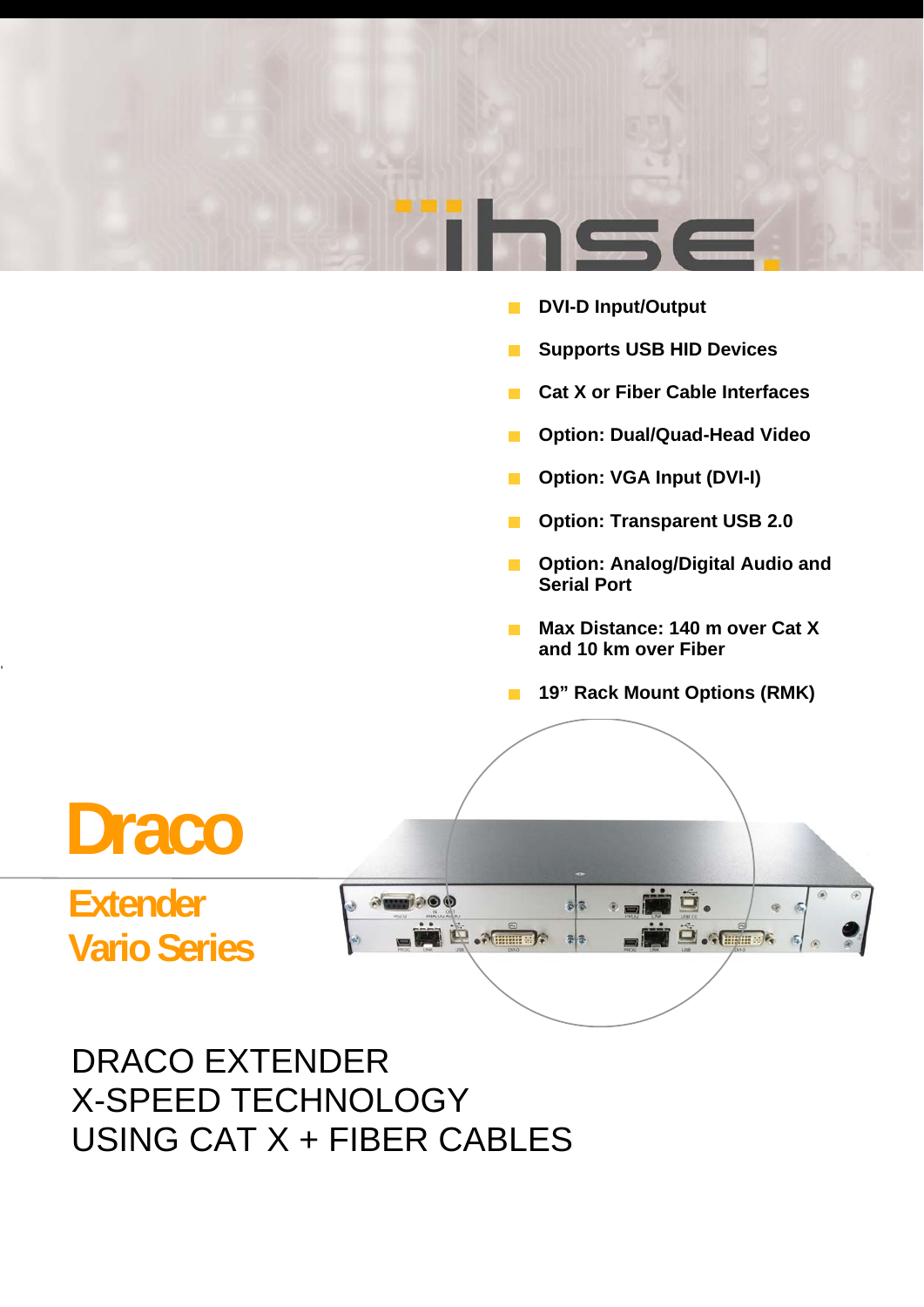- DVI-D Input/Output
- Supports USB HID Devices
- Cat X or Fiber Cable Interfaces
- Option: Dual/Quad-Head Video
- Option: VGA Input (DVI-I)
- Option: Transparent USB 2.0
- Option: Analog/Digital Audio and Serial Port
- Max Distance: 140 m over Cat X and 10 km over Fiber
- 19” Rack Mount Options (RMK)

# Draco

## Extender Vario Series

DRACO EXTENDER
X-SPEED TECHNOLOGY
USING CAT X + FIBER CABLES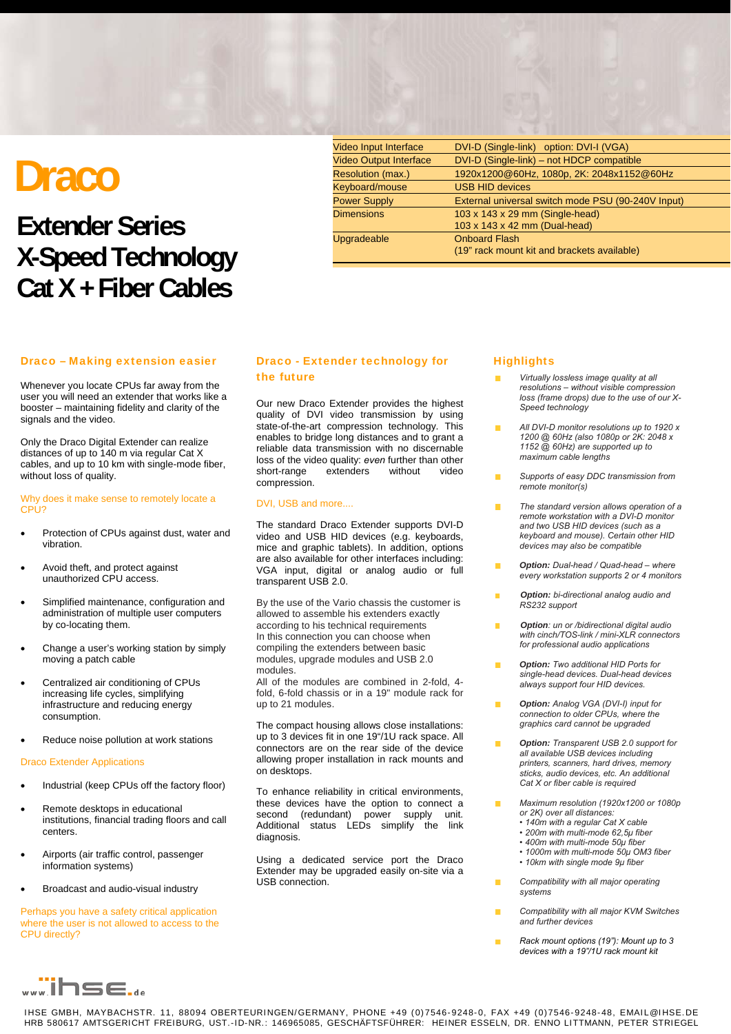# Draco

## Extender Series
## X-Speed Technology
## Cat X + Fiber Cables

| | |
|---|---|
| Video Input Interface | DVI-D (Single-link) option: DVI-I (VGA) |
| Video Output Interface | DVI-D (Single-link) – not HDCP compatible |
| Resolution (max.) | 1920x1200@60Hz, 1080p, 2K: 2048x1152@60Hz |
| Keyboard/mouse | USB HID devices |
| Power Supply | External universal switch mode PSU (90-240V Input) |
| Dimensions | 103 x 143 x 29 mm (Single-head)<br>103 x 143 x 42 mm (Dual-head) |
| Upgradeable | Onboard Flash<br>(19" rack mount kit and brackets available) |

### Draco – Making extension easier

Whenever you locate CPUs far away from the user you will need an extender that works like a booster – maintaining fidelity and clarity of the signals and the video.

Only the Draco Digital Extender can realize distances of up to 140 m via regular Cat X cables, and up to 10 km with single-mode fiber, without loss of quality.

Why does it make sense to remotely locate a CPU?

- Protection of CPUs against dust, water and vibration.
- Avoid theft, and protect against unauthorized CPU access.
- Simplified maintenance, configuration and administration of multiple user computers by co-locating them.
- Change a user's working station by simply moving a patch cable
- Centralized air conditioning of CPUs increasing life cycles, simplifying infrastructure and reducing energy consumption.
- Reduce noise pollution at work stations

Draco Extender Applications

- Industrial (keep CPUs off the factory floor)
- Remote desktops in educational institutions, financial trading floors and call centers.
- Airports (air traffic control, passenger information systems)
- Broadcast and audio-visual industry

Perhaps you have a safety critical application where the user is not allowed to access to the CPU directly?

### Draco - Extender technology for the future

Our new Draco Extender provides the highest quality of DVI video transmission by using state-of-the-art compression technology. This enables to bridge long distances and to grant a reliable data transmission with no discernable loss of the video quality: *even* further than other short-range extenders without video compression.

DVI, USB and more....

The standard Draco Extender supports DVI-D video and USB HID devices (e.g. keyboards, mice and graphic tablets). In addition, options are also available for other interfaces including: VGA input, digital or analog audio or full transparent USB 2.0.

By the use of the Vario chassis the customer is allowed to assemble his extenders exactly according to his technical requirements
In this connection you can choose when compiling the extenders between basic modules, upgrade modules and USB 2.0 modules.
All of the modules are combined in 2-fold, 4-fold, 6-fold chassis or in a 19" module rack for up to 21 modules.

The compact housing allows close installations: up to 3 devices fit in one 19"/1U rack space. All connectors are on the rear side of the device allowing proper installation in rack mounts and on desktops.

To enhance reliability in critical environments, these devices have the option to connect a second (redundant) power supply unit. Additional status LEDs simplify the link diagnosis.

Using a dedicated service port the Draco Extender may be upgraded easily on-site via a USB connection.

### Highlights

- *Virtually lossless image quality at all resolutions – without visible compression loss (frame drops) due to the use of our X-Speed technology*
- *All DVI-D monitor resolutions up to 1920 x 1200 @ 60Hz (also 1080p or 2K: 2048 x 1152 @ 60Hz) are supported up to maximum cable lengths*
- *Supports of easy DDC transmission from remote monitor(s)*
- *The standard version allows operation of a remote workstation with a DVI-D monitor and two USB HID devices (such as a keyboard and mouse). Certain other HID devices may also be compatible*
- ***Option:** Dual-head / Quad-head – where every workstation supports 2 or 4 monitors*
- ***Option:** bi-directional analog audio and RS232 support*
- ***Option**: un or /bidirectional digital audio with cinch/TOS-link / mini-XLR connectors for professional audio applications*
- ***Option:** Two additional HID Ports for single-head devices. Dual-head devices always support four HID devices.*
- ***Option:** Analog VGA (DVI-I) input for connection to older CPUs, where the graphics card cannot be upgraded*
- ***Option:** Transparent USB 2.0 support for all available USB devices including printers, scanners, hard drives, memory sticks, audio devices, etc. An additional Cat X or fiber cable is required*
- *Maximum resolution (1920x1200 or 1080p or 2K) over all distances:*
  - *140m with a regular Cat X cable*
  - *200m with multi-mode 62,5µ fiber*
  - *400m with multi-mode 50µ fiber*
  - *1000m with multi-mode 50µ OM3 fiber*
  - *10km with single mode 9µ fiber*
- *Compatibility with all major operating systems*
- *Compatibility with all major KVM Switches and further devices*
- *Rack mount options (19"): Mount up to 3 devices with a 19"/1U rack mount kit*

www.ihse.de

IHSE GMBH, MAYBACHSTR. 11, 88094 OBERTEURINGEN/GERMANY, PHONE +49 (0)7546-9248-0, FAX +49 (0)7546-9248-48, EMAIL@IHSE.DE
HRB 580617 AMTSGERICHT FREIBURG, UST.-ID-NR.: 146965085, GESCHÄFTSFÜHRER: HEINER ESSELN, DR. ENNO LITTMANN, PETER STRIEGEL